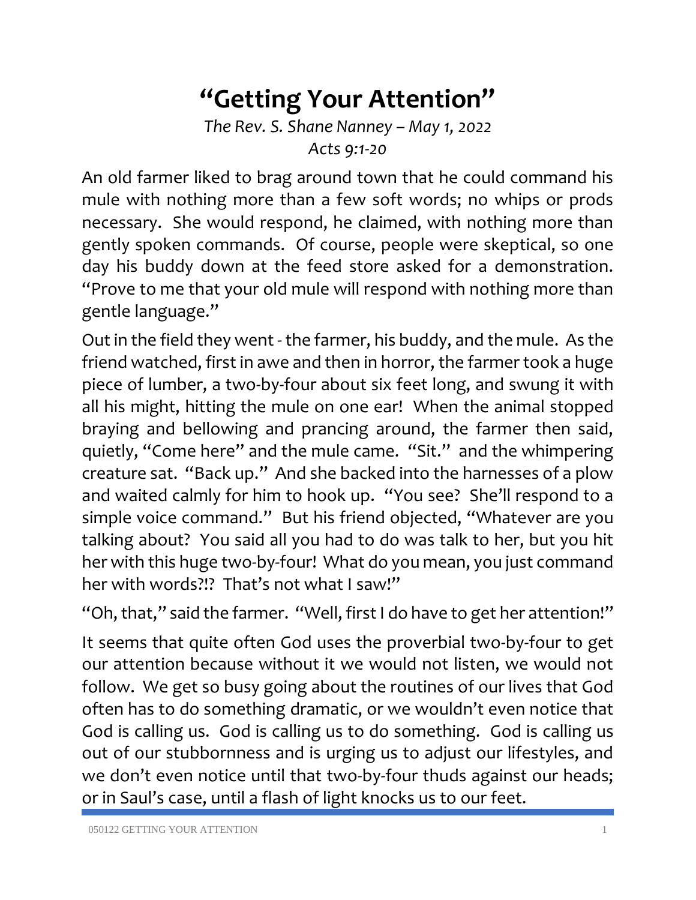# "Getting Your Attention"

*The Rev. S. Shane Nanney – May 1, 2022*
*Acts 9:1-20*

An old farmer liked to brag around town that he could command his mule with nothing more than a few soft words; no whips or prods necessary. She would respond, he claimed, with nothing more than gently spoken commands. Of course, people were skeptical, so one day his buddy down at the feed store asked for a demonstration. "Prove to me that your old mule will respond with nothing more than gentle language."

Out in the field they went - the farmer, his buddy, and the mule. As the friend watched, first in awe and then in horror, the farmer took a huge piece of lumber, a two-by-four about six feet long, and swung it with all his might, hitting the mule on one ear! When the animal stopped braying and bellowing and prancing around, the farmer then said, quietly, "Come here" and the mule came. "Sit." and the whimpering creature sat. "Back up." And she backed into the harnesses of a plow and waited calmly for him to hook up. "You see? She'll respond to a simple voice command." But his friend objected, "Whatever are you talking about? You said all you had to do was talk to her, but you hit her with this huge two-by-four! What do you mean, you just command her with words?!? That's not what I saw!"

"Oh, that," said the farmer. "Well, first I do have to get her attention!"

It seems that quite often God uses the proverbial two-by-four to get our attention because without it we would not listen, we would not follow. We get so busy going about the routines of our lives that God often has to do something dramatic, or we wouldn't even notice that God is calling us. God is calling us to do something. God is calling us out of our stubbornness and is urging us to adjust our lifestyles, and we don't even notice until that two-by-four thuds against our heads; or in Saul's case, until a flash of light knocks us to our feet.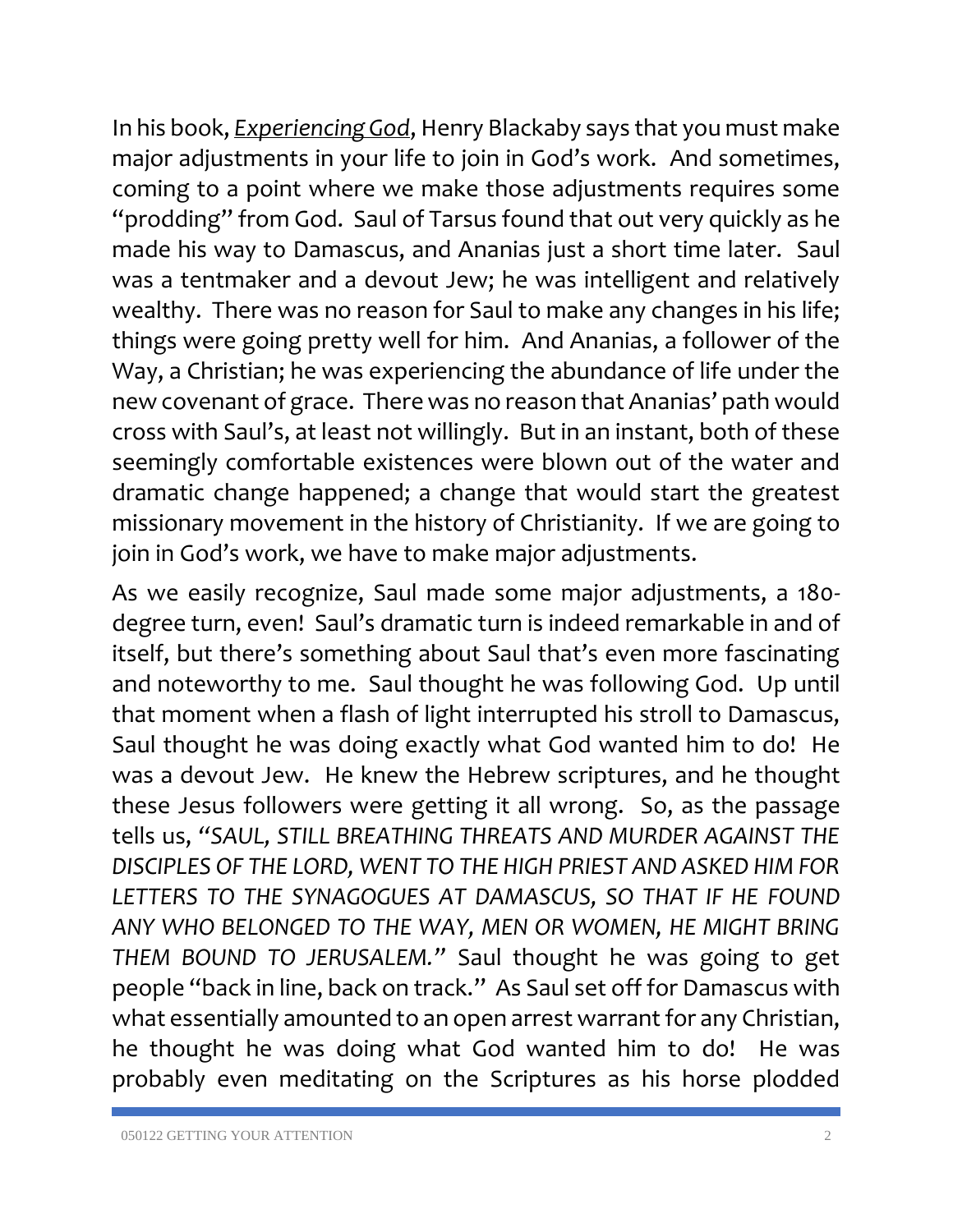In his book, *Experiencing God*, Henry Blackaby says that you must make major adjustments in your life to join in God's work. And sometimes, coming to a point where we make those adjustments requires some "prodding" from God. Saul of Tarsus found that out very quickly as he made his way to Damascus, and Ananias just a short time later. Saul was a tentmaker and a devout Jew; he was intelligent and relatively wealthy. There was no reason for Saul to make any changes in his life; things were going pretty well for him. And Ananias, a follower of the Way, a Christian; he was experiencing the abundance of life under the new covenant of grace. There was no reason that Ananias' path would cross with Saul's, at least not willingly. But in an instant, both of these seemingly comfortable existences were blown out of the water and dramatic change happened; a change that would start the greatest missionary movement in the history of Christianity. If we are going to join in God's work, we have to make major adjustments.

As we easily recognize, Saul made some major adjustments, a 180-degree turn, even! Saul's dramatic turn is indeed remarkable in and of itself, but there's something about Saul that's even more fascinating and noteworthy to me. Saul thought he was following God. Up until that moment when a flash of light interrupted his stroll to Damascus, Saul thought he was doing exactly what God wanted him to do! He was a devout Jew. He knew the Hebrew scriptures, and he thought these Jesus followers were getting it all wrong. So, as the passage tells us, *"SAUL, STILL BREATHING THREATS AND MURDER AGAINST THE DISCIPLES OF THE LORD, WENT TO THE HIGH PRIEST AND ASKED HIM FOR LETTERS TO THE SYNAGOGUES AT DAMASCUS, SO THAT IF HE FOUND ANY WHO BELONGED TO THE WAY, MEN OR WOMEN, HE MIGHT BRING THEM BOUND TO JERUSALEM."* Saul thought he was going to get people "back in line, back on track." As Saul set off for Damascus with what essentially amounted to an open arrest warrant for any Christian, he thought he was doing what God wanted him to do! He was probably even meditating on the Scriptures as his horse plodded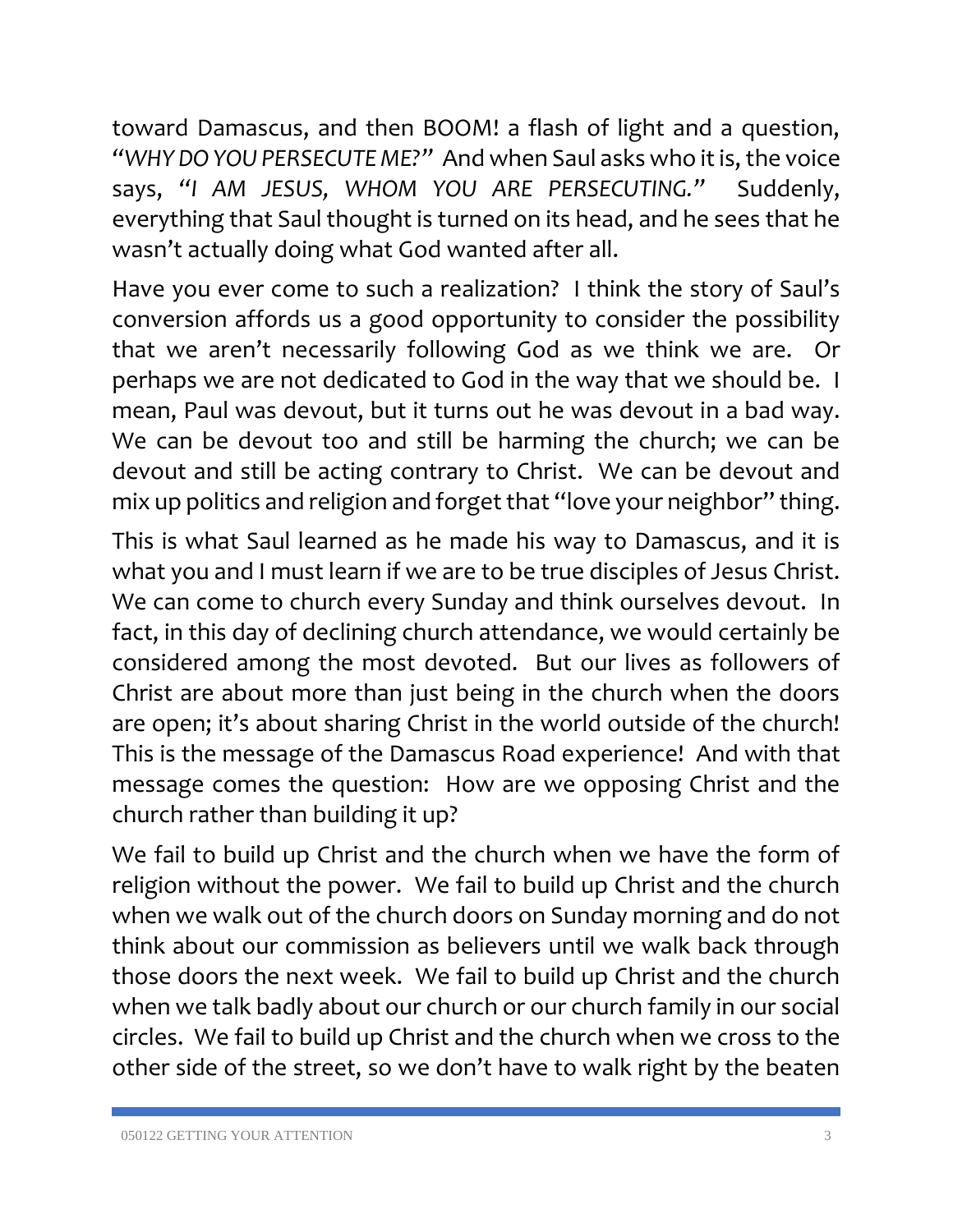toward Damascus, and then BOOM! a flash of light and a question, *"WHY DO YOU PERSECUTE ME?"* And when Saul asks who it is, the voice says, *"I AM JESUS, WHOM YOU ARE PERSECUTING."* Suddenly, everything that Saul thought is turned on its head, and he sees that he wasn't actually doing what God wanted after all.

Have you ever come to such a realization? I think the story of Saul's conversion affords us a good opportunity to consider the possibility that we aren't necessarily following God as we think we are. Or perhaps we are not dedicated to God in the way that we should be. I mean, Paul was devout, but it turns out he was devout in a bad way. We can be devout too and still be harming the church; we can be devout and still be acting contrary to Christ. We can be devout and mix up politics and religion and forget that "love your neighbor" thing.

This is what Saul learned as he made his way to Damascus, and it is what you and I must learn if we are to be true disciples of Jesus Christ. We can come to church every Sunday and think ourselves devout. In fact, in this day of declining church attendance, we would certainly be considered among the most devoted. But our lives as followers of Christ are about more than just being in the church when the doors are open; it's about sharing Christ in the world outside of the church! This is the message of the Damascus Road experience! And with that message comes the question: How are we opposing Christ and the church rather than building it up?

We fail to build up Christ and the church when we have the form of religion without the power. We fail to build up Christ and the church when we walk out of the church doors on Sunday morning and do not think about our commission as believers until we walk back through those doors the next week. We fail to build up Christ and the church when we talk badly about our church or our church family in our social circles. We fail to build up Christ and the church when we cross to the other side of the street, so we don't have to walk right by the beaten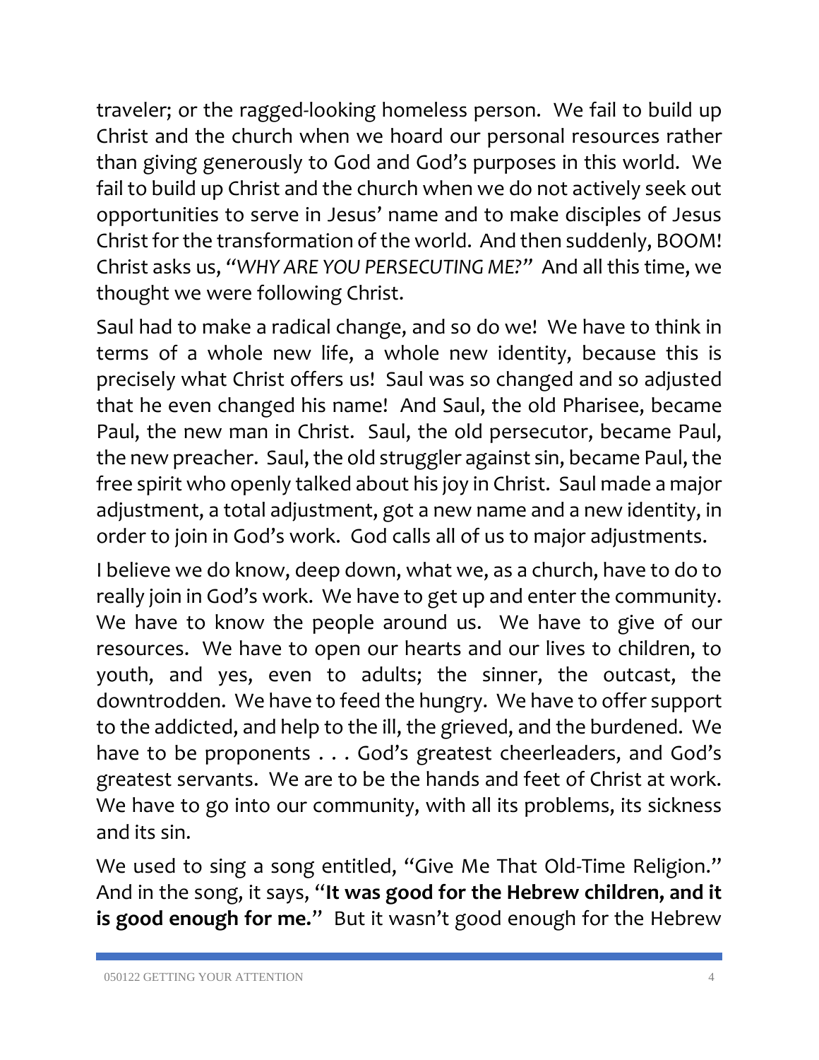traveler; or the ragged-looking homeless person. We fail to build up Christ and the church when we hoard our personal resources rather than giving generously to God and God's purposes in this world. We fail to build up Christ and the church when we do not actively seek out opportunities to serve in Jesus' name and to make disciples of Jesus Christ for the transformation of the world. And then suddenly, BOOM! Christ asks us, "*WHY ARE YOU PERSECUTING ME?*" And all this time, we thought we were following Christ.

Saul had to make a radical change, and so do we! We have to think in terms of a whole new life, a whole new identity, because this is precisely what Christ offers us! Saul was so changed and so adjusted that he even changed his name! And Saul, the old Pharisee, became Paul, the new man in Christ. Saul, the old persecutor, became Paul, the new preacher. Saul, the old struggler against sin, became Paul, the free spirit who openly talked about his joy in Christ. Saul made a major adjustment, a total adjustment, got a new name and a new identity, in order to join in God's work. God calls all of us to major adjustments.

I believe we do know, deep down, what we, as a church, have to do to really join in God's work. We have to get up and enter the community. We have to know the people around us. We have to give of our resources. We have to open our hearts and our lives to children, to youth, and yes, even to adults; the sinner, the outcast, the downtrodden. We have to feed the hungry. We have to offer support to the addicted, and help to the ill, the grieved, and the burdened. We have to be proponents . . . God's greatest cheerleaders, and God's greatest servants. We are to be the hands and feet of Christ at work. We have to go into our community, with all its problems, its sickness and its sin.

We used to sing a song entitled, "Give Me That Old-Time Religion." And in the song, it says, "**It was good for the Hebrew children, and it is good enough for me.**" But it wasn't good enough for the Hebrew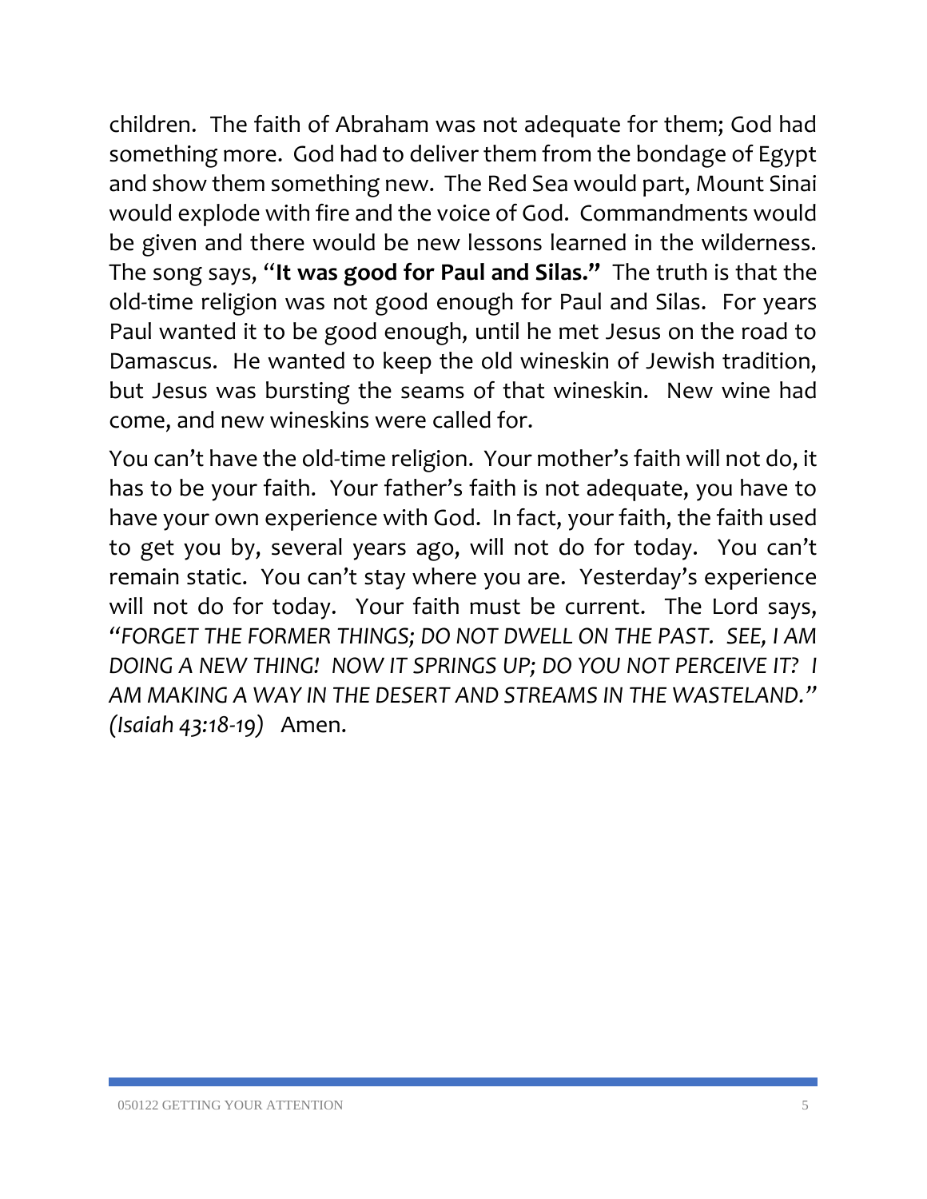children. The faith of Abraham was not adequate for them; God had something more. God had to deliver them from the bondage of Egypt and show them something new. The Red Sea would part, Mount Sinai would explode with fire and the voice of God. Commandments would be given and there would be new lessons learned in the wilderness. The song says, "**It was good for Paul and Silas."** The truth is that the old-time religion was not good enough for Paul and Silas. For years Paul wanted it to be good enough, until he met Jesus on the road to Damascus. He wanted to keep the old wineskin of Jewish tradition, but Jesus was bursting the seams of that wineskin. New wine had come, and new wineskins were called for.

You can't have the old-time religion. Your mother's faith will not do, it has to be your faith. Your father's faith is not adequate, you have to have your own experience with God. In fact, your faith, the faith used to get you by, several years ago, will not do for today. You can't remain static. You can't stay where you are. Yesterday's experience will not do for today. Your faith must be current. The Lord says, *"FORGET THE FORMER THINGS; DO NOT DWELL ON THE PAST. SEE, I AM DOING A NEW THING! NOW IT SPRINGS UP; DO YOU NOT PERCEIVE IT? I AM MAKING A WAY IN THE DESERT AND STREAMS IN THE WASTELAND." (Isaiah 43:18-19)* Amen.